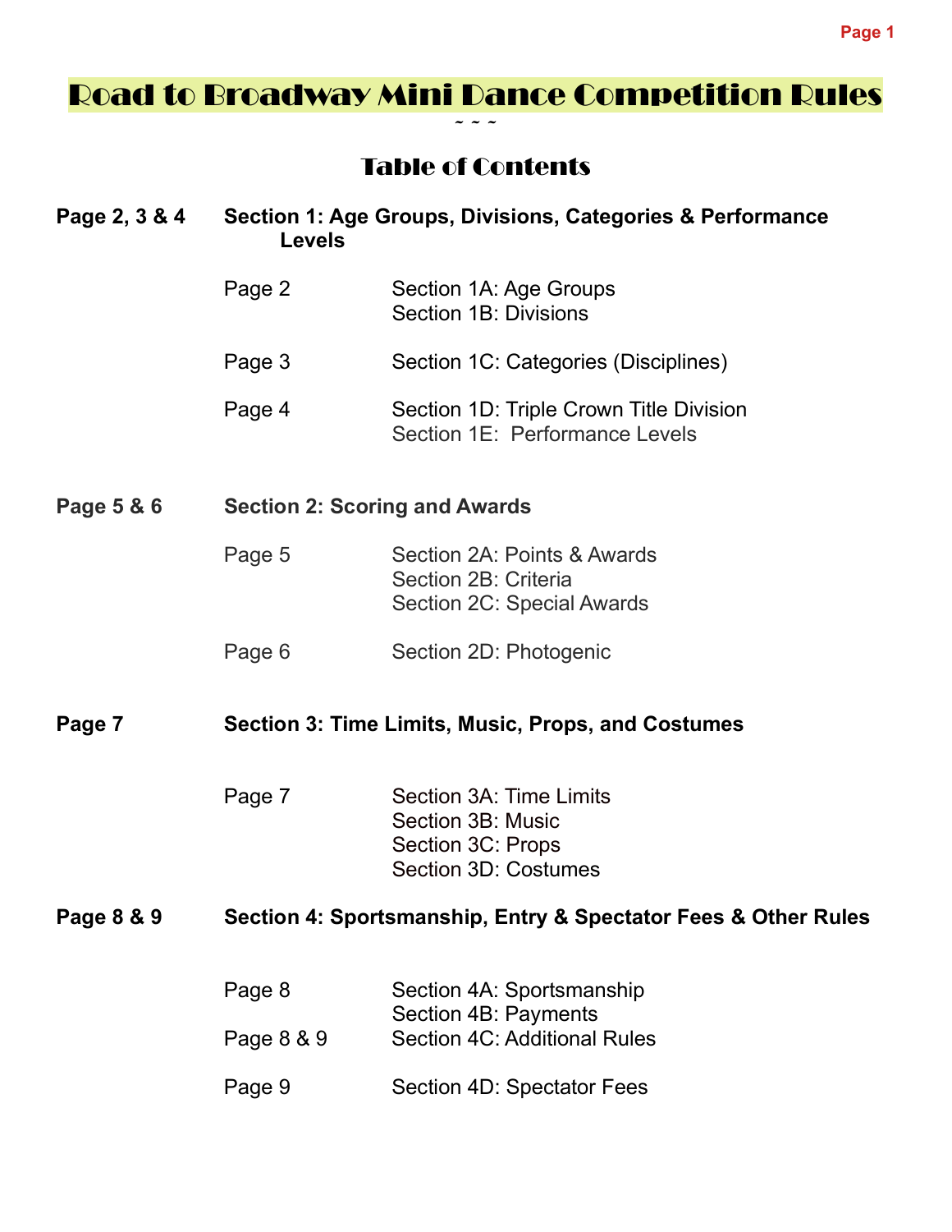# Road to Broadway Mini Dance Competition Rules

~ ~ ~

## Table of Contents

**Page 2, 3 & 4** — **Section 1: Age Groups, Divisions, Categories & Performance Levels**

| | |
|---|---|
| Page 2 | Section 1A: Age Groups<br>Section 1B: Divisions |
| Page 3 | Section 1C: Categories (Disciplines) |
| Page 4 | Section 1D: Triple Crown Title Division<br>Section 1E: Performance Levels |

**Page 5 & 6** — **Section 2: Scoring and Awards**

| | |
|---|---|
| Page 5 | Section 2A: Points & Awards<br>Section 2B: Criteria<br>Section 2C: Special Awards |
| Page 6 | Section 2D: Photogenic |

**Page 7** — **Section 3: Time Limits, Music, Props, and Costumes**

| | |
|---|---|
| Page 7 | Section 3A: Time Limits<br>Section 3B: Music<br>Section 3C: Props<br>Section 3D: Costumes |

**Page 8 & 9** — **Section 4: Sportsmanship, Entry & Spectator Fees & Other Rules**

| | |
|---|---|
| Page 8 | Section 4A: Sportsmanship<br>Section 4B: Payments |
| Page 8 & 9 | Section 4C: Additional Rules |
| Page 9 | Section 4D: Spectator Fees |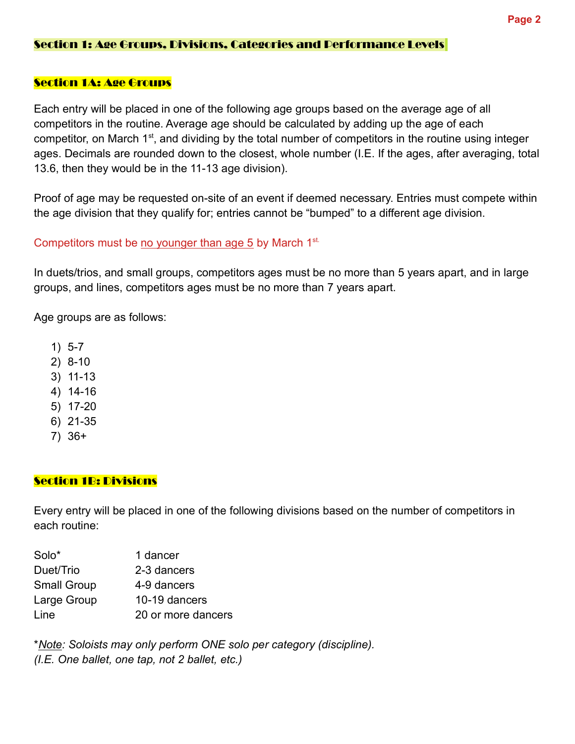## Section 1: Age Groups, Divisions, Categories and Performance Levels

### Section 1A: Age Groups

Each entry will be placed in one of the following age groups based on the average age of all competitors in the routine. Average age should be calculated by adding up the age of each competitor, on March 1st, and dividing by the total number of competitors in the routine using integer ages. Decimals are rounded down to the closest, whole number (I.E. If the ages, after averaging, total 13.6, then they would be in the 11-13 age division).

Proof of age may be requested on-site of an event if deemed necessary. Entries must compete within the age division that they qualify for; entries cannot be "bumped" to a different age division.

Competitors must be no younger than age 5 by March 1st.

In duets/trios, and small groups, competitors ages must be no more than 5 years apart, and in large groups, and lines, competitors ages must be no more than 7 years apart.

Age groups are as follows:

1) 5-7
2) 8-10
3) 11-13
4) 14-16
5) 17-20
6) 21-35
7) 36+

### Section 1B: Divisions

Every entry will be placed in one of the following divisions based on the number of competitors in each routine:

| Division | Number of Dancers |
|---|---|
| Solo* | 1 dancer |
| Duet/Trio | 2-3 dancers |
| Small Group | 4-9 dancers |
| Large Group | 10-19 dancers |
| Line | 20 or more dancers |

*_Note_: Soloists may only perform ONE solo per category (discipline).
(I.E. One ballet, one tap, not 2 ballet, etc.)*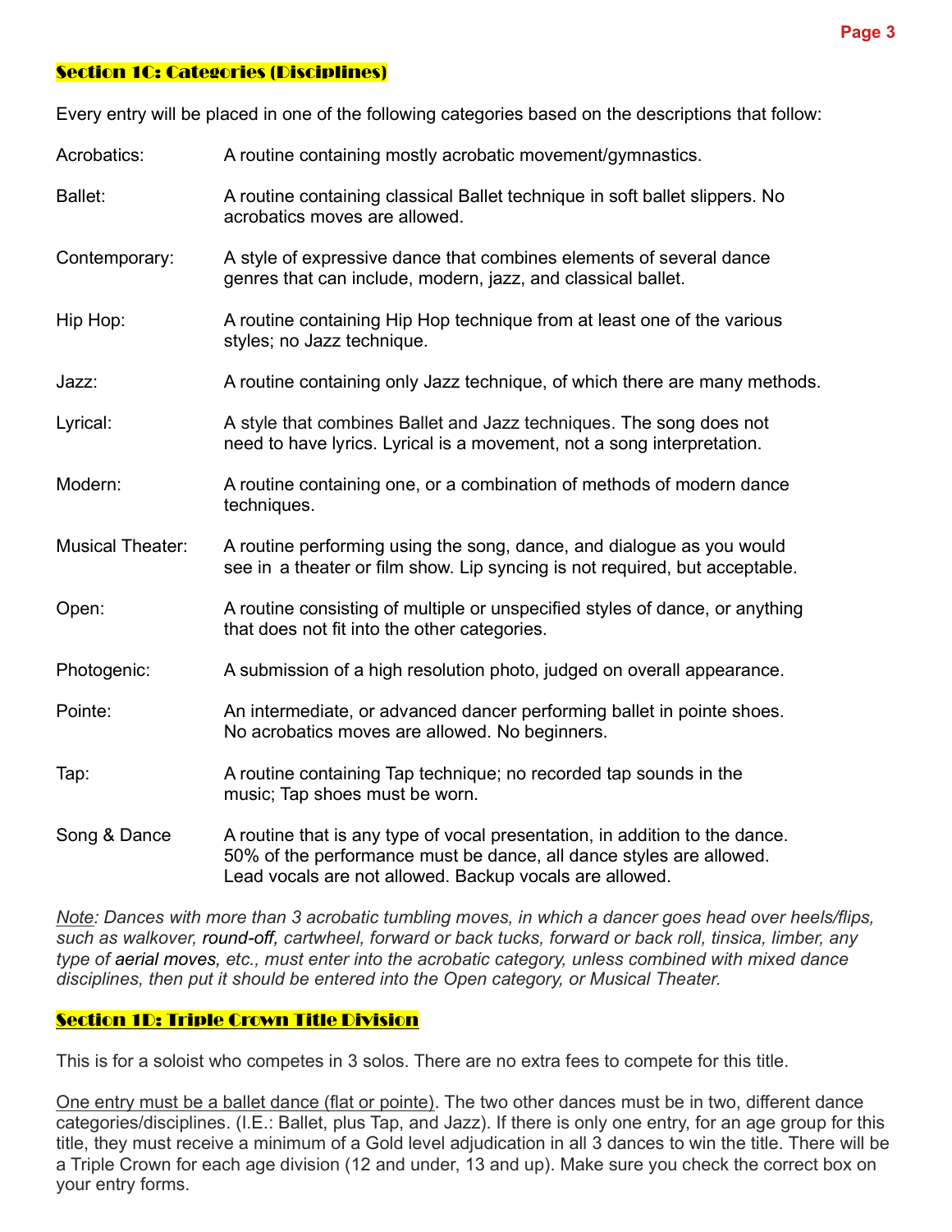## Section 1C: Categories (Disciplines)

Every entry will be placed in one of the following categories based on the descriptions that follow:

Acrobatics: A routine containing mostly acrobatic movement/gymnastics.

Ballet: A routine containing classical Ballet technique in soft ballet slippers. No acrobatics moves are allowed.

Contemporary: A style of expressive dance that combines elements of several dance genres that can include, modern, jazz, and classical ballet.

Hip Hop: A routine containing Hip Hop technique from at least one of the various styles; no Jazz technique.

Jazz: A routine containing only Jazz technique, of which there are many methods.

Lyrical: A style that combines Ballet and Jazz techniques. The song does not need to have lyrics. Lyrical is a movement, not a song interpretation.

Modern: A routine containing one, or a combination of methods of modern dance techniques.

Musical Theater: A routine performing using the song, dance, and dialogue as you would see in a theater or film show. Lip syncing is not required, but acceptable.

Open: A routine consisting of multiple or unspecified styles of dance, or anything that does not fit into the other categories.

Photogenic: A submission of a high resolution photo, judged on overall appearance.

Pointe: An intermediate, or advanced dancer performing ballet in pointe shoes. No acrobatics moves are allowed. No beginners.

Tap: A routine containing Tap technique; no recorded tap sounds in the music; Tap shoes must be worn.

Song & Dance A routine that is any type of vocal presentation, in addition to the dance. 50% of the performance must be dance, all dance styles are allowed. Lead vocals are not allowed. Backup vocals are allowed.

*Note: Dances with more than 3 acrobatic tumbling moves, in which a dancer goes head over heels/flips, such as walkover, round-off, cartwheel, forward or back tucks, forward or back roll, tinsica, limber, any type of aerial moves, etc., must enter into the acrobatic category, unless combined with mixed dance disciplines, then put it should be entered into the Open category, or Musical Theater.*

## Section 1D: Triple Crown Title Division

This is for a soloist who competes in 3 solos. There are no extra fees to compete for this title.

One entry must be a ballet dance (flat or pointe). The two other dances must be in two, different dance categories/disciplines. (I.E.: Ballet, plus Tap, and Jazz). If there is only one entry, for an age group for this title, they must receive a minimum of a Gold level adjudication in all 3 dances to win the title. There will be a Triple Crown for each age division (12 and under, 13 and up). Make sure you check the correct box on your entry forms.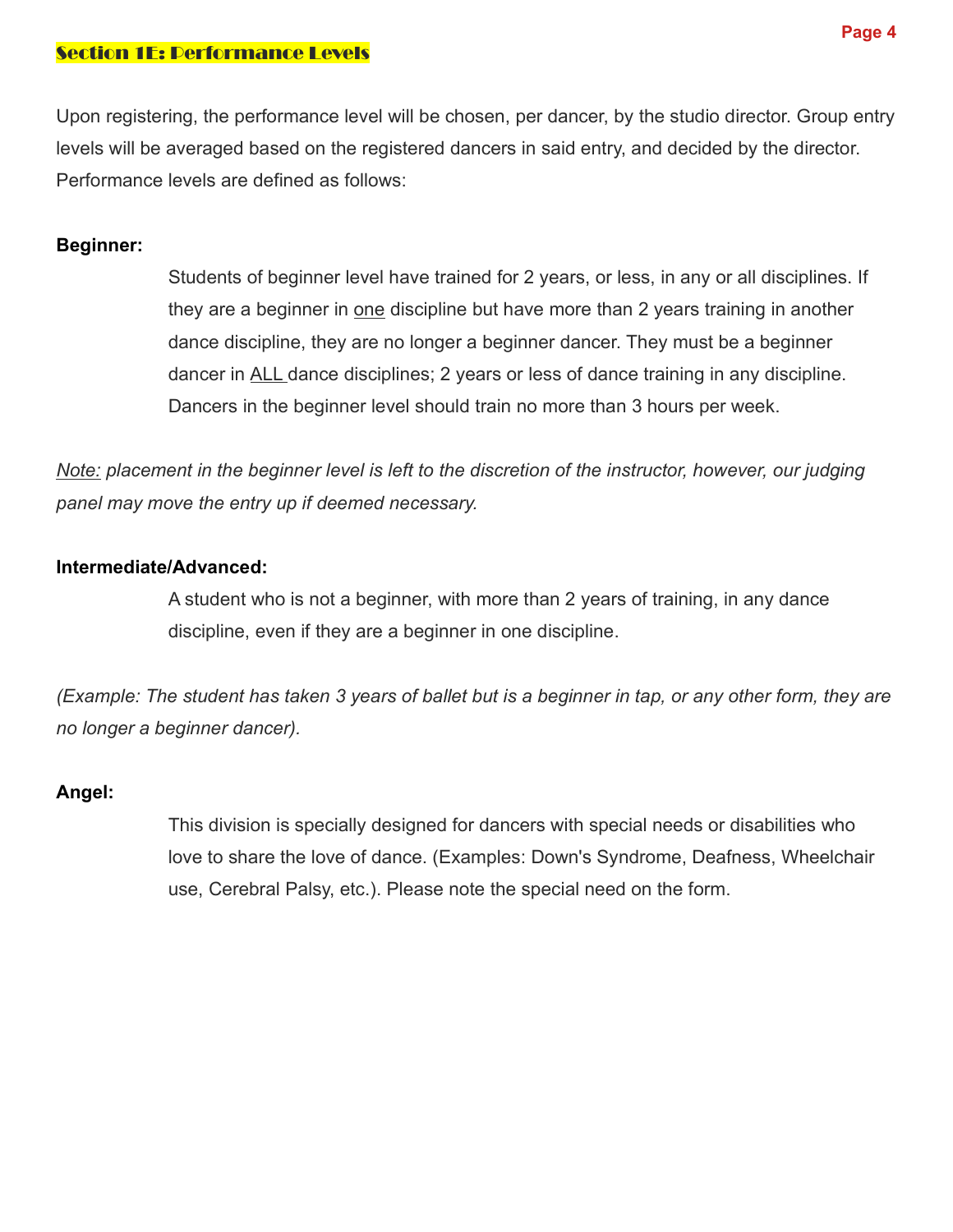## Section 1E: Performance Levels

Upon registering, the performance level will be chosen, per dancer, by the studio director. Group entry levels will be averaged based on the registered dancers in said entry, and decided by the director. Performance levels are defined as follows:

**Beginner:**

Students of beginner level have trained for 2 years, or less, in any or all disciplines. If they are a beginner in one discipline but have more than 2 years training in another dance discipline, they are no longer a beginner dancer. They must be a beginner dancer in ALL dance disciplines; 2 years or less of dance training in any discipline. Dancers in the beginner level should train no more than 3 hours per week.

*Note: placement in the beginner level is left to the discretion of the instructor, however, our judging panel may move the entry up if deemed necessary.*

**Intermediate/Advanced:**

A student who is not a beginner, with more than 2 years of training, in any dance discipline, even if they are a beginner in one discipline.

*(Example: The student has taken 3 years of ballet but is a beginner in tap, or any other form, they are no longer a beginner dancer).*

**Angel:**

This division is specially designed for dancers with special needs or disabilities who love to share the love of dance. (Examples: Down's Syndrome, Deafness, Wheelchair use, Cerebral Palsy, etc.). Please note the special need on the form.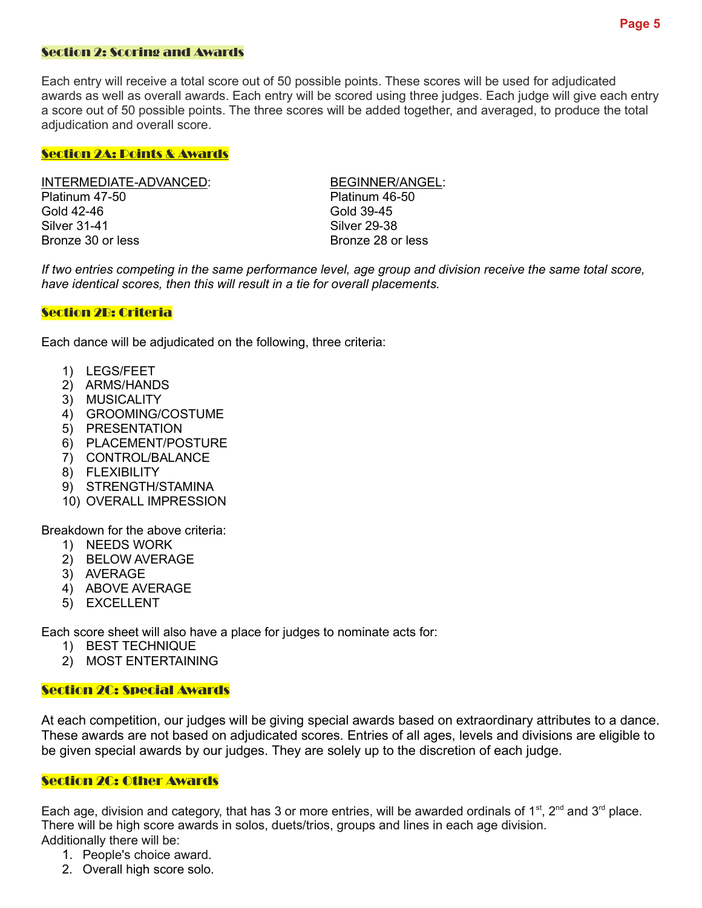## Section 2: Scoring and Awards

Each entry will receive a total score out of 50 possible points. These scores will be used for adjudicated awards as well as overall awards. Each entry will be scored using three judges. Each judge will give each entry a score out of 50 possible points. The three scores will be added together, and averaged, to produce the total adjudication and overall score.

### Section 2A: Points & Awards

INTERMEDIATE-ADVANCED:
Platinum 47-50
Gold 42-46
Silver 31-41
Bronze 30 or less

BEGINNER/ANGEL:
Platinum 46-50
Gold 39-45
Silver 29-38
Bronze 28 or less

*If two entries competing in the same performance level, age group and division receive the same total score, have identical scores, then this will result in a tie for overall placements.*

### Section 2B: Criteria

Each dance will be adjudicated on the following, three criteria:

1) LEGS/FEET
2) ARMS/HANDS
3) MUSICALITY
4) GROOMING/COSTUME
5) PRESENTATION
6) PLACEMENT/POSTURE
7) CONTROL/BALANCE
8) FLEXIBILITY
9) STRENGTH/STAMINA
10) OVERALL IMPRESSION

Breakdown for the above criteria:

1) NEEDS WORK
2) BELOW AVERAGE
3) AVERAGE
4) ABOVE AVERAGE
5) EXCELLENT

Each score sheet will also have a place for judges to nominate acts for:

1) BEST TECHNIQUE
2) MOST ENTERTAINING

### Section 2C: Special Awards

At each competition, our judges will be giving special awards based on extraordinary attributes to a dance. These awards are not based on adjudicated scores. Entries of all ages, levels and divisions are eligible to be given special awards by our judges. They are solely up to the discretion of each judge.

### Section 2C: Other Awards

Each age, division and category, that has 3 or more entries, will be awarded ordinals of 1st, 2nd and 3rd place. There will be high score awards in solos, duets/trios, groups and lines in each age division.
Additionally there will be:

1. People's choice award.
2. Overall high score solo.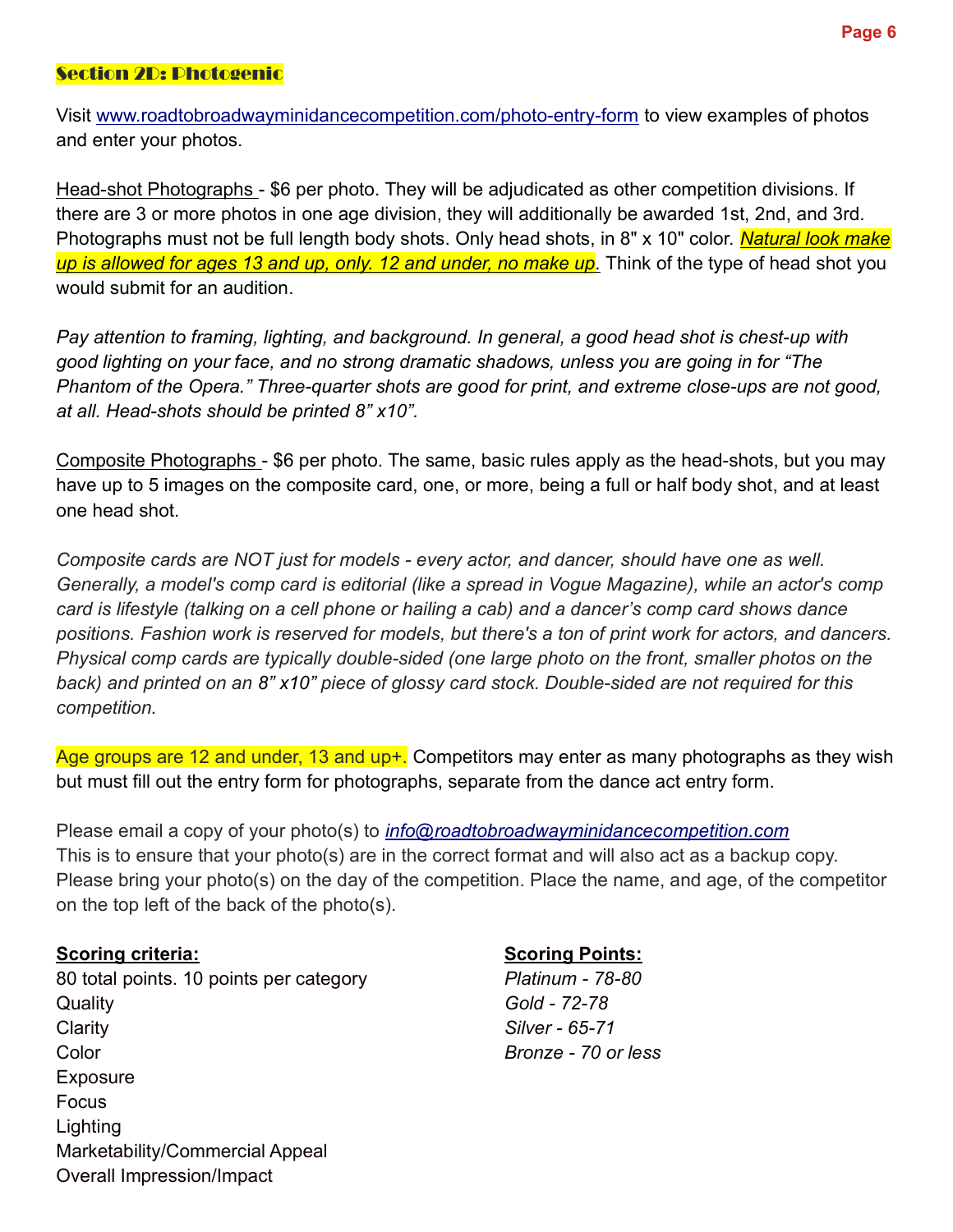## Section 2D: Photogenic

Visit [www.roadtobroadwayminidancecompetition.com/photo-entry-form](www.roadtobroadwayminidancecompetition.com/photo-entry-form) to view examples of photos and enter your photos.

Head-shot Photographs - $6 per photo. They will be adjudicated as other competition divisions. If there are 3 or more photos in one age division, they will additionally be awarded 1st, 2nd, and 3rd. Photographs must not be full length body shots. Only head shots, in 8" x 10" color. ***Natural look make up is allowed for ages 13 and up, only. 12 and under, no make up.*** Think of the type of head shot you would submit for an audition.

*Pay attention to framing, lighting, and background. In general, a good head shot is chest-up with good lighting on your face, and no strong dramatic shadows, unless you are going in for "The Phantom of the Opera." Three-quarter shots are good for print, and extreme close-ups are not good, at all. Head-shots should be printed 8" x10".*

Composite Photographs - $6 per photo. The same, basic rules apply as the head-shots, but you may have up to 5 images on the composite card, one, or more, being a full or half body shot, and at least one head shot.

*Composite cards are NOT just for models - every actor, and dancer, should have one as well. Generally, a model's comp card is editorial (like a spread in Vogue Magazine), while an actor's comp card is lifestyle (talking on a cell phone or hailing a cab) and a dancer's comp card shows dance positions. Fashion work is reserved for models, but there's a ton of print work for actors, and dancers. Physical comp cards are typically double-sided (one large photo on the front, smaller photos on the back) and printed on an 8" x10" piece of glossy card stock. Double-sided are not required for this competition.*

Age groups are 12 and under, 13 and up+. Competitors may enter as many photographs as they wish but must fill out the entry form for photographs, separate from the dance act entry form.

Please email a copy of your photo(s) to *info@roadtobroadwayminidancecompetition.com*
This is to ensure that your photo(s) are in the correct format and will also act as a backup copy. Please bring your photo(s) on the day of the competition. Place the name, and age, of the competitor on the top left of the back of the photo(s).

**Scoring criteria:**

80 total points. 10 points per category
- Quality
- Clarity
- Color
- Exposure
- Focus
- Lighting
- Marketability/Commercial Appeal
- Overall Impression/Impact

**Scoring Points:**

*Platinum - 78-80*
*Gold - 72-78*
*Silver - 65-71*
*Bronze - 70 or less*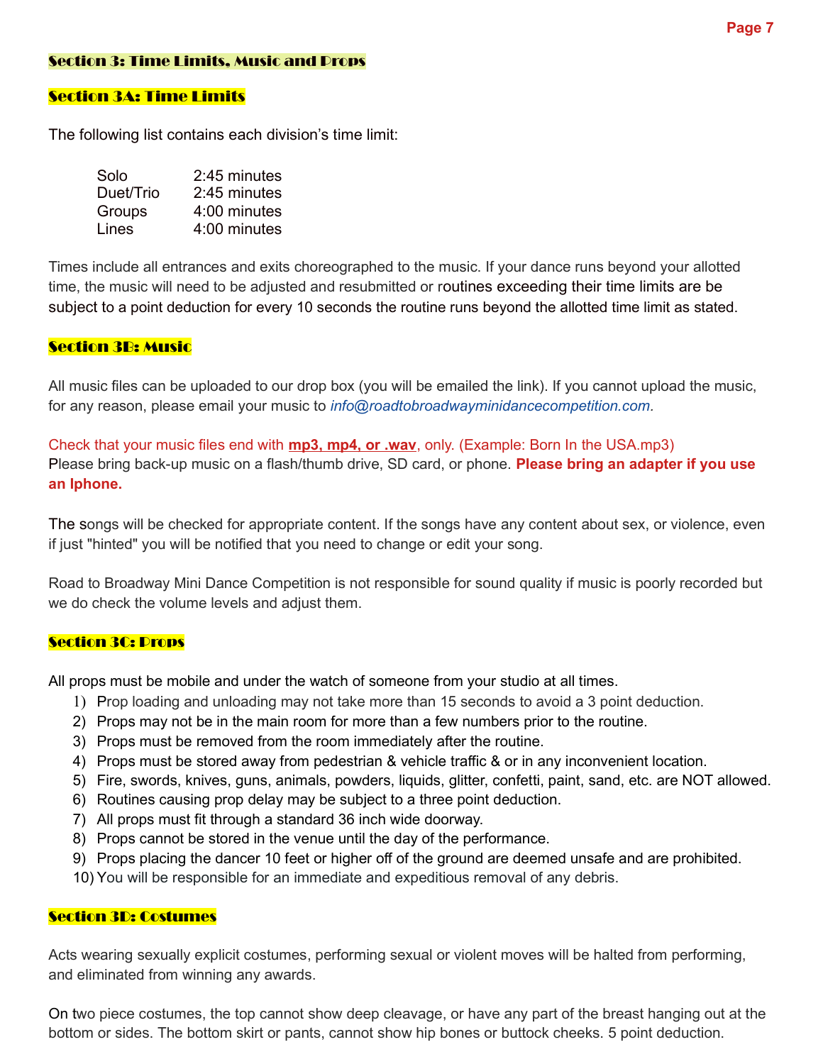## Section 3: Time Limits, Music and Props

### Section 3A: Time Limits

The following list contains each division's time limit:

| | |
|---|---|
| Solo | 2:45 minutes |
| Duet/Trio | 2:45 minutes |
| Groups | 4:00 minutes |
| Lines | 4:00 minutes |

Times include all entrances and exits choreographed to the music. If your dance runs beyond your allotted time, the music will need to be adjusted and resubmitted or routines exceeding their time limits are be subject to a point deduction for every 10 seconds the routine runs beyond the allotted time limit as stated.

### Section 3B: Music

All music files can be uploaded to our drop box (you will be emailed the link). If you cannot upload the music, for any reason, please email your music to *info@roadtobroadwayminidancecompetition.com.*

Check that your music files end with **mp3, mp4, or .wav**, only. (Example: Born In the USA.mp3)
Please bring back-up music on a flash/thumb drive, SD card, or phone. **Please bring an adapter if you use an Iphone.**

The songs will be checked for appropriate content. If the songs have any content about sex, or violence, even if just "hinted" you will be notified that you need to change or edit your song.

Road to Broadway Mini Dance Competition is not responsible for sound quality if music is poorly recorded but we do check the volume levels and adjust them.

### Section 3C: Props

All props must be mobile and under the watch of someone from your studio at all times.

1) Prop loading and unloading may not take more than 15 seconds to avoid a 3 point deduction.
2) Props may not be in the main room for more than a few numbers prior to the routine.
3) Props must be removed from the room immediately after the routine.
4) Props must be stored away from pedestrian & vehicle traffic & or in any inconvenient location.
5) Fire, swords, knives, guns, animals, powders, liquids, glitter, confetti, paint, sand, etc. are NOT allowed.
6) Routines causing prop delay may be subject to a three point deduction.
7) All props must fit through a standard 36 inch wide doorway.
8) Props cannot be stored in the venue until the day of the performance.
9) Props placing the dancer 10 feet or higher off of the ground are deemed unsafe and are prohibited.
10) You will be responsible for an immediate and expeditious removal of any debris.

### Section 3D: Costumes

Acts wearing sexually explicit costumes, performing sexual or violent moves will be halted from performing, and eliminated from winning any awards.

On two piece costumes, the top cannot show deep cleavage, or have any part of the breast hanging out at the bottom or sides. The bottom skirt or pants, cannot show hip bones or buttock cheeks. 5 point deduction.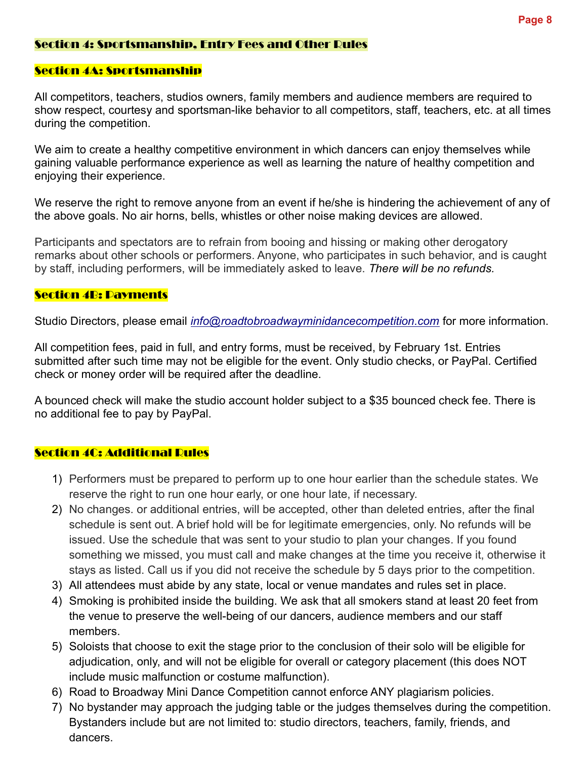## Section 4: Sportsmanship, Entry Fees and Other Rules

### Section 4A: Sportsmanship

All competitors, teachers, studios owners, family members and audience members are required to show respect, courtesy and sportsman-like behavior to all competitors, staff, teachers, etc. at all times during the competition.

We aim to create a healthy competitive environment in which dancers can enjoy themselves while gaining valuable performance experience as well as learning the nature of healthy competition and enjoying their experience.

We reserve the right to remove anyone from an event if he/she is hindering the achievement of any of the above goals. No air horns, bells, whistles or other noise making devices are allowed.

Participants and spectators are to refrain from booing and hissing or making other derogatory remarks about other schools or performers. Anyone, who participates in such behavior, and is caught by staff, including performers, will be immediately asked to leave. *There will be no refunds.*

### Section 4B: Payments

Studio Directors, please email *info@roadtobroadwayminidancecompetition.com* for more information.

All competition fees, paid in full, and entry forms, must be received, by February 1st. Entries submitted after such time may not be eligible for the event. Only studio checks, or PayPal. Certified check or money order will be required after the deadline.

A bounced check will make the studio account holder subject to a $35 bounced check fee. There is no additional fee to pay by PayPal.

### Section 4C: Additional Rules

1) Performers must be prepared to perform up to one hour earlier than the schedule states. We reserve the right to run one hour early, or one hour late, if necessary.
2) No changes. or additional entries, will be accepted, other than deleted entries, after the final schedule is sent out. A brief hold will be for legitimate emergencies, only. No refunds will be issued. Use the schedule that was sent to your studio to plan your changes. If you found something we missed, you must call and make changes at the time you receive it, otherwise it stays as listed. Call us if you did not receive the schedule by 5 days prior to the competition.
3) All attendees must abide by any state, local or venue mandates and rules set in place.
4) Smoking is prohibited inside the building. We ask that all smokers stand at least 20 feet from the venue to preserve the well-being of our dancers, audience members and our staff members.
5) Soloists that choose to exit the stage prior to the conclusion of their solo will be eligible for adjudication, only, and will not be eligible for overall or category placement (this does NOT include music malfunction or costume malfunction).
6) Road to Broadway Mini Dance Competition cannot enforce ANY plagiarism policies.
7) No bystander may approach the judging table or the judges themselves during the competition. Bystanders include but are not limited to: studio directors, teachers, family, friends, and dancers.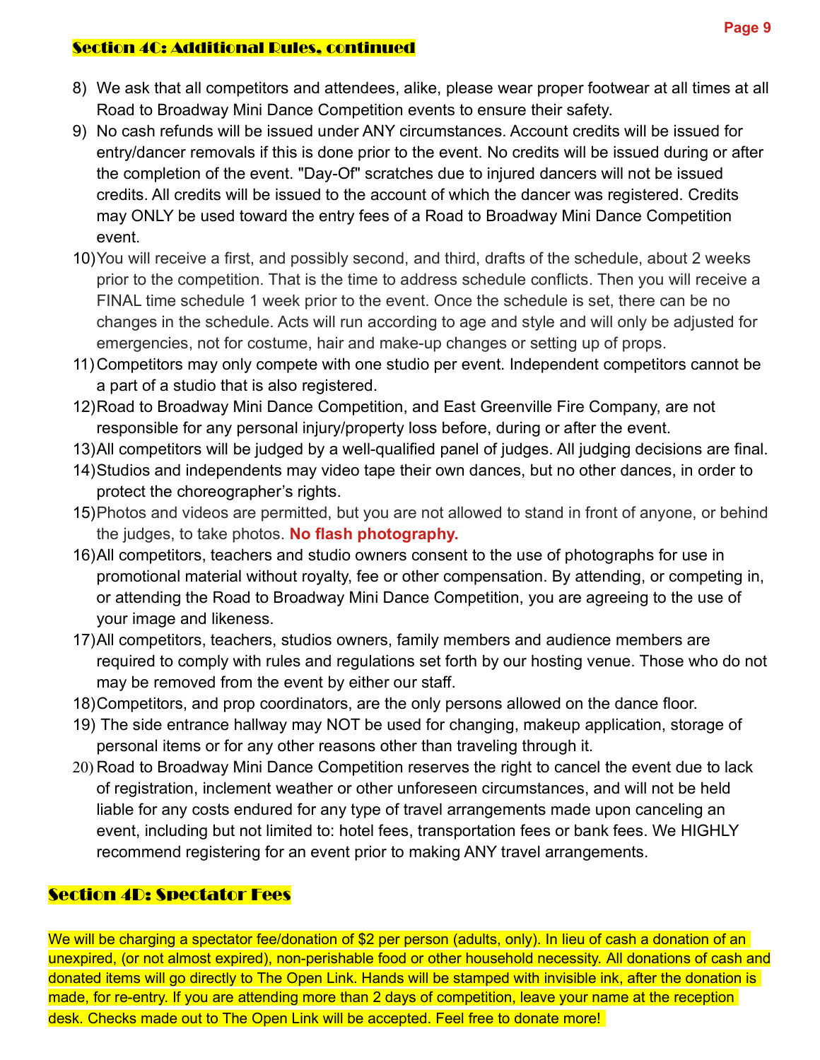## Section 4C: Additional Rules, continued

8) We ask that all competitors and attendees, alike, please wear proper footwear at all times at all Road to Broadway Mini Dance Competition events to ensure their safety.
9) No cash refunds will be issued under ANY circumstances. Account credits will be issued for entry/dancer removals if this is done prior to the event. No credits will be issued during or after the completion of the event. "Day-Of" scratches due to injured dancers will not be issued credits. All credits will be issued to the account of which the dancer was registered. Credits may ONLY be used toward the entry fees of a Road to Broadway Mini Dance Competition event.
10) You will receive a first, and possibly second, and third, drafts of the schedule, about 2 weeks prior to the competition. That is the time to address schedule conflicts. Then you will receive a FINAL time schedule 1 week prior to the event. Once the schedule is set, there can be no changes in the schedule. Acts will run according to age and style and will only be adjusted for emergencies, not for costume, hair and make-up changes or setting up of props.
11) Competitors may only compete with one studio per event. Independent competitors cannot be a part of a studio that is also registered.
12) Road to Broadway Mini Dance Competition, and East Greenville Fire Company, are not responsible for any personal injury/property loss before, during or after the event.
13) All competitors will be judged by a well-qualified panel of judges. All judging decisions are final.
14) Studios and independents may video tape their own dances, but no other dances, in order to protect the choreographer's rights.
15) Photos and videos are permitted, but you are not allowed to stand in front of anyone, or behind the judges, to take photos. **No flash photography.**
16) All competitors, teachers and studio owners consent to the use of photographs for use in promotional material without royalty, fee or other compensation. By attending, or competing in, or attending the Road to Broadway Mini Dance Competition, you are agreeing to the use of your image and likeness.
17) All competitors, teachers, studios owners, family members and audience members are required to comply with rules and regulations set forth by our hosting venue. Those who do not may be removed from the event by either our staff.
18) Competitors, and prop coordinators, are the only persons allowed on the dance floor.
19) The side entrance hallway may NOT be used for changing, makeup application, storage of personal items or for any other reasons other than traveling through it.
20) Road to Broadway Mini Dance Competition reserves the right to cancel the event due to lack of registration, inclement weather or other unforeseen circumstances, and will not be held liable for any costs endured for any type of travel arrangements made upon canceling an event, including but not limited to: hotel fees, transportation fees or bank fees. We HIGHLY recommend registering for an event prior to making ANY travel arrangements.

## Section 4D: Spectator Fees

We will be charging a spectator fee/donation of $2 per person (adults, only). In lieu of cash a donation of an unexpired, (or not almost expired), non-perishable food or other household necessity. All donations of cash and donated items will go directly to The Open Link. Hands will be stamped with invisible ink, after the donation is made, for re-entry. If you are attending more than 2 days of competition, leave your name at the reception desk. Checks made out to The Open Link will be accepted. Feel free to donate more!